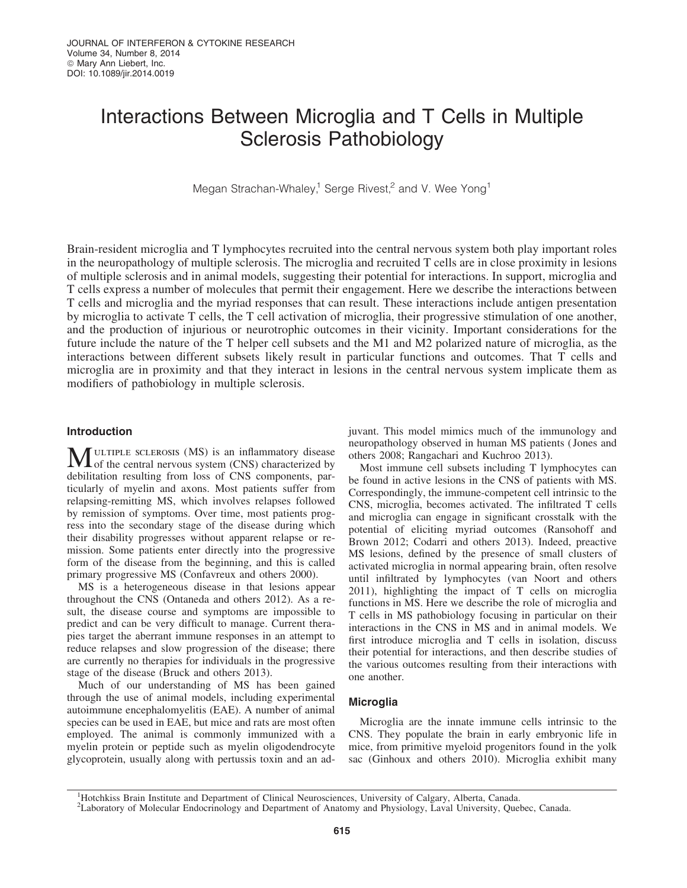# Interactions Between Microglia and T Cells in Multiple Sclerosis Pathobiology

Megan Strachan-Whaley,[1] Serge Rivest,[2] and V. Wee Yong[1]

Brain-resident microglia and T lymphocytes recruited into the central nervous system both play important roles in the neuropathology of multiple sclerosis. The microglia and recruited T cells are in close proximity in lesions of multiple sclerosis and in animal models, suggesting their potential for interactions. In support, microglia and T cells express a number of molecules that permit their engagement. Here we describe the interactions between T cells and microglia and the myriad responses that can result. These interactions include antigen presentation by microglia to activate T cells, the T cell activation of microglia, their progressive stimulation of one another, and the production of injurious or neurotrophic outcomes in their vicinity. Important considerations for the future include the nature of the T helper cell subsets and the M1 and M2 polarized nature of microglia, as the interactions between different subsets likely result in particular functions and outcomes. That T cells and microglia are in proximity and that they interact in lesions in the central nervous system implicate them as modifiers of pathobiology in multiple sclerosis.

## Introduction

Multiple sclerosis (MS) is an inflammatory disease of the central nervous system (CNS) characterized by debilitation resulting from loss of CNS components, particularly of myelin and axons. Most patients suffer from relapsing-remitting MS, which involves relapses followed by remission of symptoms. Over time, most patients progress into the secondary stage of the disease during which their disability progresses without apparent relapse or remission. Some patients enter directly into the progressive form of the disease from the beginning, and this is called primary progressive MS (Confavreux and others 2000).

MS is a heterogeneous disease in that lesions appear throughout the CNS (Ontaneda and others 2012). As a result, the disease course and symptoms are impossible to predict and can be very difficult to manage. Current therapies target the aberrant immune responses in an attempt to reduce relapses and slow progression of the disease; there are currently no therapies for individuals in the progressive stage of the disease (Bruck and others 2013).

Much of our understanding of MS has been gained through the use of animal models, including experimental autoimmune encephalomyelitis (EAE). A number of animal species can be used in EAE, but mice and rats are most often employed. The animal is commonly immunized with a myelin protein or peptide such as myelin oligodendrocyte glycoprotein, usually along with pertussis toxin and an adjuvant. This model mimics much of the immunology and neuropathology observed in human MS patients (Jones and others 2008; Rangachari and Kuchroo 2013).

Most immune cell subsets including T lymphocytes can be found in active lesions in the CNS of patients with MS. Correspondingly, the immune-competent cell intrinsic to the CNS, microglia, becomes activated. The infiltrated T cells and microglia can engage in significant crosstalk with the potential of eliciting myriad outcomes (Ransohoff and Brown 2012; Codarri and others 2013). Indeed, preactive MS lesions, defined by the presence of small clusters of activated microglia in normal appearing brain, often resolve until infiltrated by lymphocytes (van Noort and others 2011), highlighting the impact of T cells on microglia functions in MS. Here we describe the role of microglia and T cells in MS pathobiology focusing in particular on their interactions in the CNS in MS and in animal models. We first introduce microglia and T cells in isolation, discuss their potential for interactions, and then describe studies of the various outcomes resulting from their interactions with one another.

## Microglia

Microglia are the innate immune cells intrinsic to the CNS. They populate the brain in early embryonic life in mice, from primitive myeloid progenitors found in the yolk sac (Ginhoux and others 2010). Microglia exhibit many

[1]Hotchkiss Brain Institute and Department of Clinical Neurosciences, University of Calgary, Alberta, Canada.
[2]Laboratory of Molecular Endocrinology and Department of Anatomy and Physiology, Laval University, Quebec, Canada.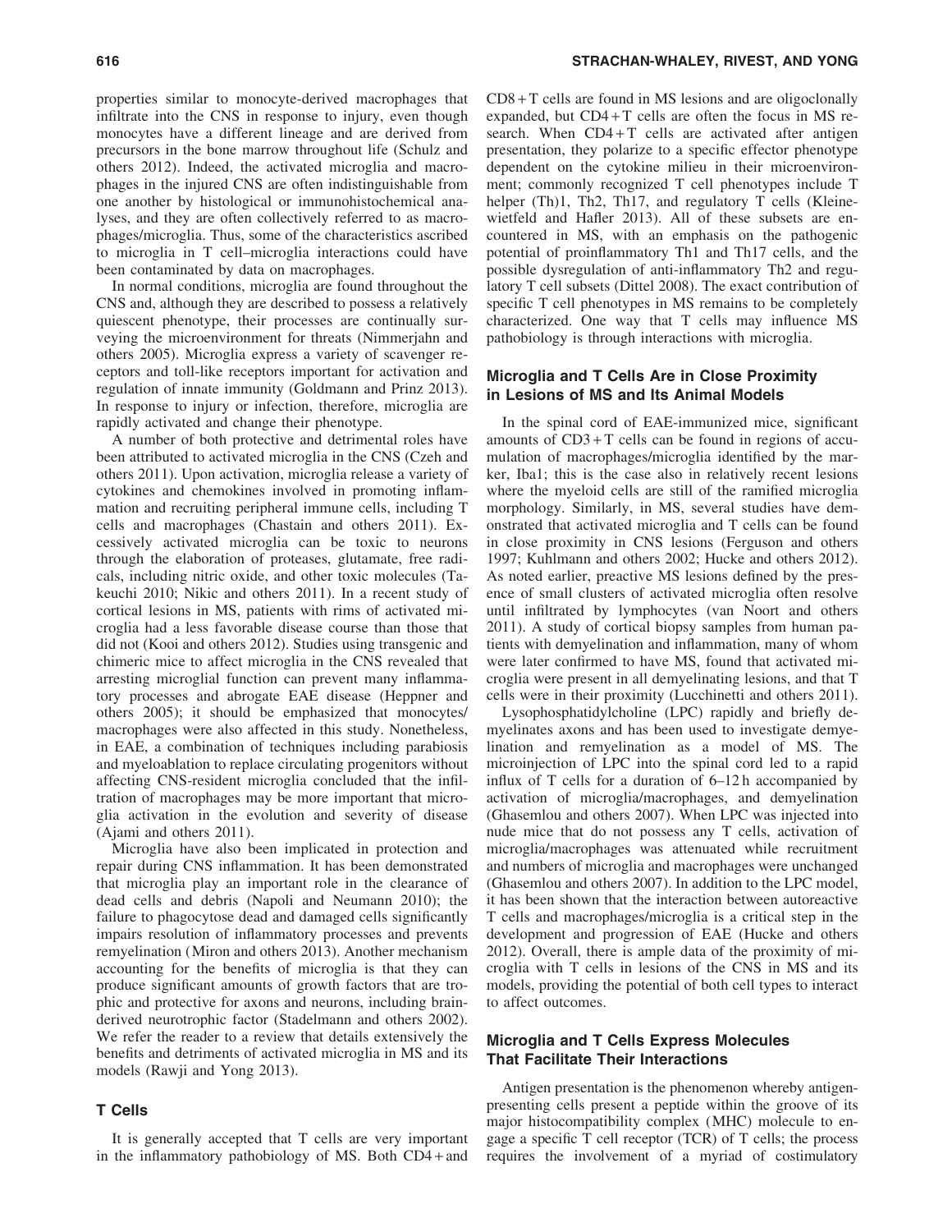properties similar to monocyte-derived macrophages that infiltrate into the CNS in response to injury, even though monocytes have a different lineage and are derived from precursors in the bone marrow throughout life (Schulz and others 2012). Indeed, the activated microglia and macrophages in the injured CNS are often indistinguishable from one another by histological or immunohistochemical analyses, and they are often collectively referred to as macrophages/microglia. Thus, some of the characteristics ascribed to microglia in T cell–microglia interactions could have been contaminated by data on macrophages.

In normal conditions, microglia are found throughout the CNS and, although they are described to possess a relatively quiescent phenotype, their processes are continually surveying the microenvironment for threats (Nimmerjahn and others 2005). Microglia express a variety of scavenger receptors and toll-like receptors important for activation and regulation of innate immunity (Goldmann and Prinz 2013). In response to injury or infection, therefore, microglia are rapidly activated and change their phenotype.

A number of both protective and detrimental roles have been attributed to activated microglia in the CNS (Czeh and others 2011). Upon activation, microglia release a variety of cytokines and chemokines involved in promoting inflammation and recruiting peripheral immune cells, including T cells and macrophages (Chastain and others 2011). Excessively activated microglia can be toxic to neurons through the elaboration of proteases, glutamate, free radicals, including nitric oxide, and other toxic molecules (Takeuchi 2010; Nikic and others 2011). In a recent study of cortical lesions in MS, patients with rims of activated microglia had a less favorable disease course than those that did not (Kooi and others 2012). Studies using transgenic and chimeric mice to affect microglia in the CNS revealed that arresting microglial function can prevent many inflammatory processes and abrogate EAE disease (Heppner and others 2005); it should be emphasized that monocytes/macrophages were also affected in this study. Nonetheless, in EAE, a combination of techniques including parabiosis and myeloablation to replace circulating progenitors without affecting CNS-resident microglia concluded that the infiltration of macrophages may be more important that microglia activation in the evolution and severity of disease (Ajami and others 2011).

Microglia have also been implicated in protection and repair during CNS inflammation. It has been demonstrated that microglia play an important role in the clearance of dead cells and debris (Napoli and Neumann 2010); the failure to phagocytose dead and damaged cells significantly impairs resolution of inflammatory processes and prevents remyelination (Miron and others 2013). Another mechanism accounting for the benefits of microglia is that they can produce significant amounts of growth factors that are trophic and protective for axons and neurons, including brain-derived neurotrophic factor (Stadelmann and others 2002). We refer the reader to a review that details extensively the benefits and detriments of activated microglia in MS and its models (Rawji and Yong 2013).

## T Cells

It is generally accepted that T cells are very important in the inflammatory pathobiology of MS. Both CD4+and CD8+T cells are found in MS lesions and are oligoclonally expanded, but CD4+T cells are often the focus in MS research. When CD4+T cells are activated after antigen presentation, they polarize to a specific effector phenotype dependent on the cytokine milieu in their microenvironment; commonly recognized T cell phenotypes include T helper (Th)1, Th2, Th17, and regulatory T cells (Kleinewietfeld and Hafler 2013). All of these subsets are encountered in MS, with an emphasis on the pathogenic potential of proinflammatory Th1 and Th17 cells, and the possible dysregulation of anti-inflammatory Th2 and regulatory T cell subsets (Dittel 2008). The exact contribution of specific T cell phenotypes in MS remains to be completely characterized. One way that T cells may influence MS pathobiology is through interactions with microglia.

## Microglia and T Cells Are in Close Proximity in Lesions of MS and Its Animal Models

In the spinal cord of EAE-immunized mice, significant amounts of CD3+T cells can be found in regions of accumulation of macrophages/microglia identified by the marker, Iba1; this is the case also in relatively recent lesions where the myeloid cells are still of the ramified microglia morphology. Similarly, in MS, several studies have demonstrated that activated microglia and T cells can be found in close proximity in CNS lesions (Ferguson and others 1997; Kuhlmann and others 2002; Hucke and others 2012). As noted earlier, preactive MS lesions defined by the presence of small clusters of activated microglia often resolve until infiltrated by lymphocytes (van Noort and others 2011). A study of cortical biopsy samples from human patients with demyelination and inflammation, many of whom were later confirmed to have MS, found that activated microglia were present in all demyelinating lesions, and that T cells were in their proximity (Lucchinetti and others 2011).

Lysophosphatidylcholine (LPC) rapidly and briefly demyelinates axons and has been used to investigate demyelination and remyelination as a model of MS. The microinjection of LPC into the spinal cord led to a rapid influx of T cells for a duration of 6–12 h accompanied by activation of microglia/macrophages, and demyelination (Ghasemlou and others 2007). When LPC was injected into nude mice that do not possess any T cells, activation of microglia/macrophages was attenuated while recruitment and numbers of microglia and macrophages were unchanged (Ghasemlou and others 2007). In addition to the LPC model, it has been shown that the interaction between autoreactive T cells and macrophages/microglia is a critical step in the development and progression of EAE (Hucke and others 2012). Overall, there is ample data of the proximity of microglia with T cells in lesions of the CNS in MS and its models, providing the potential of both cell types to interact to affect outcomes.

## Microglia and T Cells Express Molecules That Facilitate Their Interactions

Antigen presentation is the phenomenon whereby antigen-presenting cells present a peptide within the groove of its major histocompatibility complex (MHC) molecule to engage a specific T cell receptor (TCR) of T cells; the process requires the involvement of a myriad of costimulatory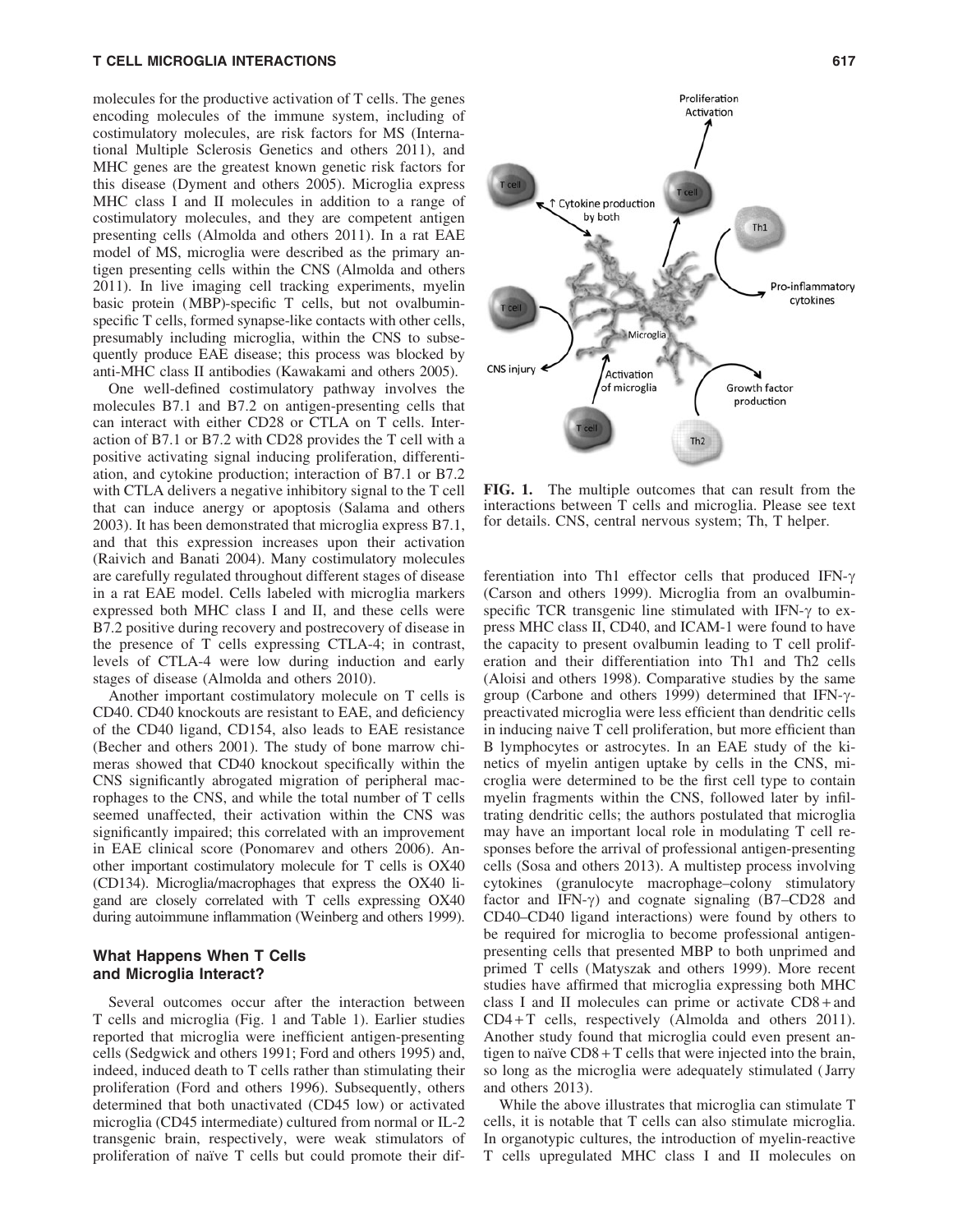molecules for the productive activation of T cells. The genes encoding molecules of the immune system, including of costimulatory molecules, are risk factors for MS (International Multiple Sclerosis Genetics and others 2011), and MHC genes are the greatest known genetic risk factors for this disease (Dyment and others 2005). Microglia express MHC class I and II molecules in addition to a range of costimulatory molecules, and they are competent antigen presenting cells (Almolda and others 2011). In a rat EAE model of MS, microglia were described as the primary antigen presenting cells within the CNS (Almolda and others 2011). In live imaging cell tracking experiments, myelin basic protein (MBP)-specific T cells, but not ovalbumin-specific T cells, formed synapse-like contacts with other cells, presumably including microglia, within the CNS to subsequently produce EAE disease; this process was blocked by anti-MHC class II antibodies (Kawakami and others 2005).

One well-defined costimulatory pathway involves the molecules B7.1 and B7.2 on antigen-presenting cells that can interact with either CD28 or CTLA on T cells. Interaction of B7.1 or B7.2 with CD28 provides the T cell with a positive activating signal inducing proliferation, differentiation, and cytokine production; interaction of B7.1 or B7.2 with CTLA delivers a negative inhibitory signal to the T cell that can induce anergy or apoptosis (Salama and others 2003). It has been demonstrated that microglia express B7.1, and that this expression increases upon their activation (Raivich and Banati 2004). Many costimulatory molecules are carefully regulated throughout different stages of disease in a rat EAE model. Cells labeled with microglia markers expressed both MHC class I and II, and these cells were B7.2 positive during recovery and postrecovery of disease in the presence of T cells expressing CTLA-4; in contrast, levels of CTLA-4 were low during induction and early stages of disease (Almolda and others 2010).

Another important costimulatory molecule on T cells is CD40. CD40 knockouts are resistant to EAE, and deficiency of the CD40 ligand, CD154, also leads to EAE resistance (Becher and others 2001). The study of bone marrow chimeras showed that CD40 knockout specifically within the CNS significantly abrogated migration of peripheral macrophages to the CNS, and while the total number of T cells seemed unaffected, their activation within the CNS was significantly impaired; this correlated with an improvement in EAE clinical score (Ponomarev and others 2006). Another important costimulatory molecule for T cells is OX40 (CD134). Microglia/macrophages that express the OX40 ligand are closely correlated with T cells expressing OX40 during autoimmune inflammation (Weinberg and others 1999).

## What Happens When T Cells and Microglia Interact?

Several outcomes occur after the interaction between T cells and microglia (Fig. 1 and Table 1). Earlier studies reported that microglia were inefficient antigen-presenting cells (Sedgwick and others 1991; Ford and others 1995) and, indeed, induced death to T cells rather than stimulating their proliferation (Ford and others 1996). Subsequently, others determined that both unactivated (CD45 low) or activated microglia (CD45 intermediate) cultured from normal or IL-2 transgenic brain, respectively, were weak stimulators of proliferation of naïve T cells but could promote their differentiation into Th1 effector cells that produced IFN-γ (Carson and others 1999). Microglia from an ovalbumin-specific TCR transgenic line stimulated with IFN-γ to express MHC class II, CD40, and ICAM-1 were found to have the capacity to present ovalbumin leading to T cell proliferation and their differentiation into Th1 and Th2 cells (Aloisi and others 1998). Comparative studies by the same group (Carbone and others 1999) determined that IFN-γ-preactivated microglia were less efficient than dendritic cells in inducing naive T cell proliferation, but more efficient than B lymphocytes or astrocytes. In an EAE study of the kinetics of myelin antigen uptake by cells in the CNS, microglia were determined to be the first cell type to contain myelin fragments within the CNS, followed later by infiltrating dendritic cells; the authors postulated that microglia may have an important local role in modulating T cell responses before the arrival of professional antigen-presenting cells (Sosa and others 2013). A multistep process involving cytokines (granulocyte macrophage–colony stimulatory factor and IFN-γ) and cognate signaling (B7–CD28 and CD40–CD40 ligand interactions) were found by others to be required for microglia to become professional antigen-presenting cells that presented MBP to both unprimed and primed T cells (Matyszak and others 1999). More recent studies have affirmed that microglia expressing both MHC class I and II molecules can prime or activate CD8+and CD4+T cells, respectively (Almolda and others 2011). Another study found that microglia could even present antigen to naïve CD8+T cells that were injected into the brain, so long as the microglia were adequately stimulated (Jarry and others 2013).

While the above illustrates that microglia can stimulate T cells, it is notable that T cells can also stimulate microglia. In organotypic cultures, the introduction of myelin-reactive T cells upregulated MHC class I and II molecules on

**FIG. 1.** The multiple outcomes that can result from the interactions between T cells and microglia. Please see text for details. CNS, central nervous system; Th, T helper.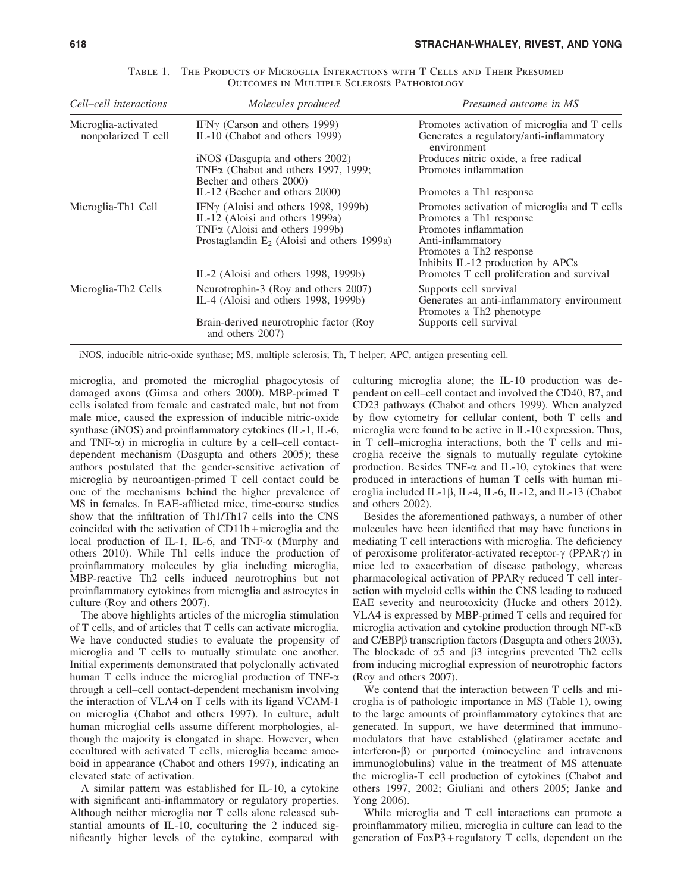Table 1. The Products of Microglia Interactions with T Cells and Their Presumed Outcomes in Multiple Sclerosis Pathobiology

| *Cell–cell interactions* | *Molecules produced* | *Presumed outcome in MS* |
|---|---|---|
| Microglia-activated nonpolarized T cell | IFNγ (Carson and others 1999) | Promotes activation of microglia and T cells |
| | IL-10 (Chabot and others 1999) | Generates a regulatory/anti-inflammatory environment |
| | iNOS (Dasgupta and others 2002) | Produces nitric oxide, a free radical |
| | TNFα (Chabot and others 1997, 1999; Becher and others 2000) | Promotes inflammation |
| | IL-12 (Becher and others 2000) | Promotes a Th1 response |
| Microglia-Th1 Cell | IFNγ (Aloisi and others 1998, 1999b) | Promotes activation of microglia and T cells |
| | IL-12 (Aloisi and others 1999a) | Promotes a Th1 response |
| | TNFα (Aloisi and others 1999b) | Promotes inflammation |
| | Prostaglandin $E_2$ (Aloisi and others 1999a) | Anti-inflammatory<br>Promotes a Th2 response<br>Inhibits IL-12 production by APCs |
| | IL-2 (Aloisi and others 1998, 1999b) | Promotes T cell proliferation and survival |
| Microglia-Th2 Cells | Neurotrophin-3 (Roy and others 2007) | Supports cell survival |
| | IL-4 (Aloisi and others 1998, 1999b) | Generates an anti-inflammatory environment<br>Promotes a Th2 phenotype |
| | Brain-derived neurotrophic factor (Roy and others 2007) | Supports cell survival |

iNOS, inducible nitric-oxide synthase; MS, multiple sclerosis; Th, T helper; APC, antigen presenting cell.

microglia, and promoted the microglial phagocytosis of damaged axons (Gimsa and others 2000). MBP-primed T cells isolated from female and castrated male, but not from male mice, caused the expression of inducible nitric-oxide synthase (iNOS) and proinflammatory cytokines (IL-1, IL-6, and TNF-α) in microglia in culture by a cell–cell contact-dependent mechanism (Dasgupta and others 2005); these authors postulated that the gender-sensitive activation of microglia by neuroantigen-primed T cell contact could be one of the mechanisms behind the higher prevalence of MS in females. In EAE-afflicted mice, time-course studies show that the infiltration of Th1/Th17 cells into the CNS coincided with the activation of CD11b+microglia and the local production of IL-1, IL-6, and TNF-α (Murphy and others 2010). While Th1 cells induce the production of proinflammatory molecules by glia including microglia, MBP-reactive Th2 cells induced neurotrophins but not proinflammatory cytokines from microglia and astrocytes in culture (Roy and others 2007).

The above highlights articles of the microglia stimulation of T cells, and of articles that T cells can activate microglia. We have conducted studies to evaluate the propensity of microglia and T cells to mutually stimulate one another. Initial experiments demonstrated that polyclonally activated human T cells induce the microglial production of TNF-α through a cell–cell contact-dependent mechanism involving the interaction of VLA4 on T cells with its ligand VCAM-1 on microglia (Chabot and others 1997). In culture, adult human microglial cells assume different morphologies, although the majority is elongated in shape. However, when cocultured with activated T cells, microglia became amoeboid in appearance (Chabot and others 1997), indicating an elevated state of activation.

A similar pattern was established for IL-10, a cytokine with significant anti-inflammatory or regulatory properties. Although neither microglia nor T cells alone released substantial amounts of IL-10, coculturing the 2 induced significantly higher levels of the cytokine, compared with culturing microglia alone; the IL-10 production was dependent on cell–cell contact and involved the CD40, B7, and CD23 pathways (Chabot and others 1999). When analyzed by flow cytometry for cellular content, both T cells and microglia were found to be active in IL-10 expression. Thus, in T cell–microglia interactions, both the T cells and microglia receive the signals to mutually regulate cytokine production. Besides TNF-α and IL-10, cytokines that were produced in interactions of human T cells with human microglia included IL-1β, IL-4, IL-6, IL-12, and IL-13 (Chabot and others 2002).

Besides the aforementioned pathways, a number of other molecules have been identified that may have functions in mediating T cell interactions with microglia. The deficiency of peroxisome proliferator-activated receptor-γ (PPARγ) in mice led to exacerbation of disease pathology, whereas pharmacological activation of PPARγ reduced T cell interaction with myeloid cells within the CNS leading to reduced EAE severity and neurotoxicity (Hucke and others 2012). VLA4 is expressed by MBP-primed T cells and required for microglia activation and cytokine production through NF-κB and C/EBPβ transcription factors (Dasgupta and others 2003). The blockade of α5 and β3 integrins prevented Th2 cells from inducing microglial expression of neurotrophic factors (Roy and others 2007).

We contend that the interaction between T cells and microglia is of pathologic importance in MS (Table 1), owing to the large amounts of proinflammatory cytokines that are generated. In support, we have determined that immunomodulators that have established (glatiramer acetate and interferon-β) or purported (minocycline and intravenous immunoglobulins) value in the treatment of MS attenuate the microglia-T cell production of cytokines (Chabot and others 1997, 2002; Giuliani and others 2005; Janke and Yong 2006).

While microglia and T cell interactions can promote a proinflammatory milieu, microglia in culture can lead to the generation of FoxP3+regulatory T cells, dependent on the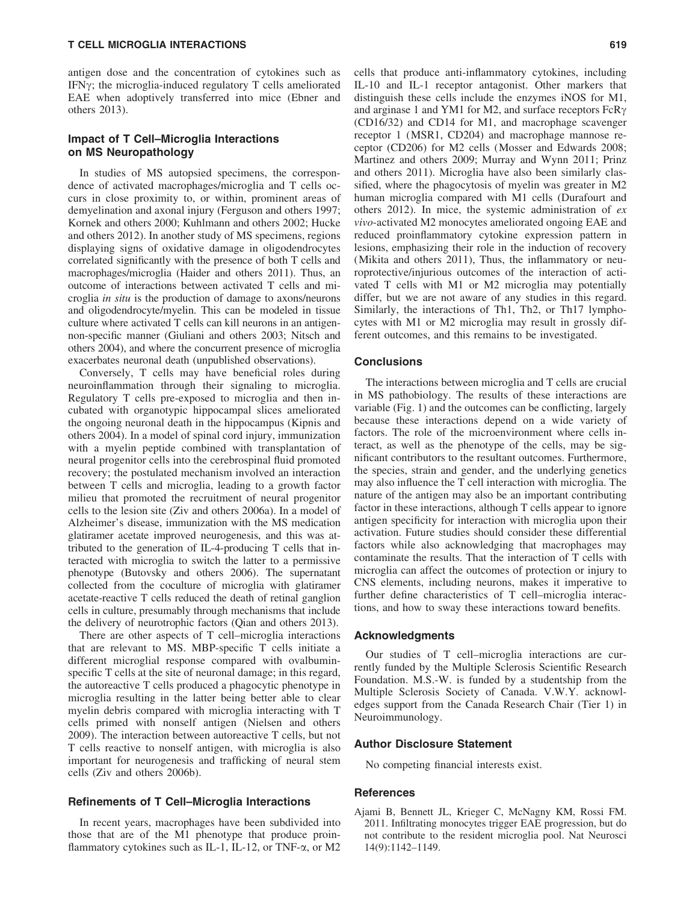antigen dose and the concentration of cytokines such as IFN$\gamma$; the microglia-induced regulatory T cells ameliorated EAE when adoptively transferred into mice (Ebner and others 2013).

### Impact of T Cell–Microglia Interactions on MS Neuropathology

In studies of MS autopsied specimens, the correspondence of activated macrophages/microglia and T cells occurs in close proximity to, or within, prominent areas of demyelination and axonal injury (Ferguson and others 1997; Kornek and others 2000; Kuhlmann and others 2002; Hucke and others 2012). In another study of MS specimens, regions displaying signs of oxidative damage in oligodendrocytes correlated significantly with the presence of both T cells and macrophages/microglia (Haider and others 2011). Thus, an outcome of interactions between activated T cells and microglia *in situ* is the production of damage to axons/neurons and oligodendrocyte/myelin. This can be modeled in tissue culture where activated T cells can kill neurons in an antigen-non-specific manner (Giuliani and others 2003; Nitsch and others 2004), and where the concurrent presence of microglia exacerbates neuronal death (unpublished observations).

Conversely, T cells may have beneficial roles during neuroinflammation through their signaling to microglia. Regulatory T cells pre-exposed to microglia and then incubated with organotypic hippocampal slices ameliorated the ongoing neuronal death in the hippocampus (Kipnis and others 2004). In a model of spinal cord injury, immunization with a myelin peptide combined with transplantation of neural progenitor cells into the cerebrospinal fluid promoted recovery; the postulated mechanism involved an interaction between T cells and microglia, leading to a growth factor milieu that promoted the recruitment of neural progenitor cells to the lesion site (Ziv and others 2006a). In a model of Alzheimer's disease, immunization with the MS medication glatiramer acetate improved neurogenesis, and this was attributed to the generation of IL-4-producing T cells that interacted with microglia to switch the latter to a permissive phenotype (Butovsky and others 2006). The supernatant collected from the coculture of microglia with glatiramer acetate-reactive T cells reduced the death of retinal ganglion cells in culture, presumably through mechanisms that include the delivery of neurotrophic factors (Qian and others 2013).

There are other aspects of T cell–microglia interactions that are relevant to MS. MBP-specific T cells initiate a different microglial response compared with ovalbumin-specific T cells at the site of neuronal damage; in this regard, the autoreactive T cells produced a phagocytic phenotype in microglia resulting in the latter being better able to clear myelin debris compared with microglia interacting with T cells primed with nonself antigen (Nielsen and others 2009). The interaction between autoreactive T cells, but not T cells reactive to nonself antigen, with microglia is also important for neurogenesis and trafficking of neural stem cells (Ziv and others 2006b).

### Refinements of T Cell–Microglia Interactions

In recent years, macrophages have been subdivided into those that are of the M1 phenotype that produce proinflammatory cytokines such as IL-1, IL-12, or TNF-$\alpha$, or M2 cells that produce anti-inflammatory cytokines, including IL-10 and IL-1 receptor antagonist. Other markers that distinguish these cells include the enzymes iNOS for M1, and arginase 1 and YM1 for M2, and surface receptors FcR$\gamma$ (CD16/32) and CD14 for M1, and macrophage scavenger receptor 1 (MSR1, CD204) and macrophage mannose receptor (CD206) for M2 cells (Mosser and Edwards 2008; Martinez and others 2009; Murray and Wynn 2011; Prinz and others 2011). Microglia have also been similarly classified, where the phagocytosis of myelin was greater in M2 human microglia compared with M1 cells (Durafourt and others 2012). In mice, the systemic administration of *ex vivo*-activated M2 monocytes ameliorated ongoing EAE and reduced proinflammatory cytokine expression pattern in lesions, emphasizing their role in the induction of recovery (Mikita and others 2011), Thus, the inflammatory or neuroprotective/injurious outcomes of the interaction of activated T cells with M1 or M2 microglia may potentially differ, but we are not aware of any studies in this regard. Similarly, the interactions of Th1, Th2, or Th17 lymphocytes with M1 or M2 microglia may result in grossly different outcomes, and this remains to be investigated.

### Conclusions

The interactions between microglia and T cells are crucial in MS pathobiology. The results of these interactions are variable (Fig. 1) and the outcomes can be conflicting, largely because these interactions depend on a wide variety of factors. The role of the microenvironment where cells interact, as well as the phenotype of the cells, may be significant contributors to the resultant outcomes. Furthermore, the species, strain and gender, and the underlying genetics may also influence the T cell interaction with microglia. The nature of the antigen may also be an important contributing factor in these interactions, although T cells appear to ignore antigen specificity for interaction with microglia upon their activation. Future studies should consider these differential factors while also acknowledging that macrophages may contaminate the results. That the interaction of T cells with microglia can affect the outcomes of protection or injury to CNS elements, including neurons, makes it imperative to further define characteristics of T cell–microglia interactions, and how to sway these interactions toward benefits.

### Acknowledgments

Our studies of T cell–microglia interactions are currently funded by the Multiple Sclerosis Scientific Research Foundation. M.S.-W. is funded by a studentship from the Multiple Sclerosis Society of Canada. V.W.Y. acknowledges support from the Canada Research Chair (Tier 1) in Neuroimmunology.

### Author Disclosure Statement

No competing financial interests exist.

### References

Ajami B, Bennett JL, Krieger C, McNagny KM, Rossi FM. 2011. Infiltrating monocytes trigger EAE progression, but do not contribute to the resident microglia pool. Nat Neurosci 14(9):1142–1149.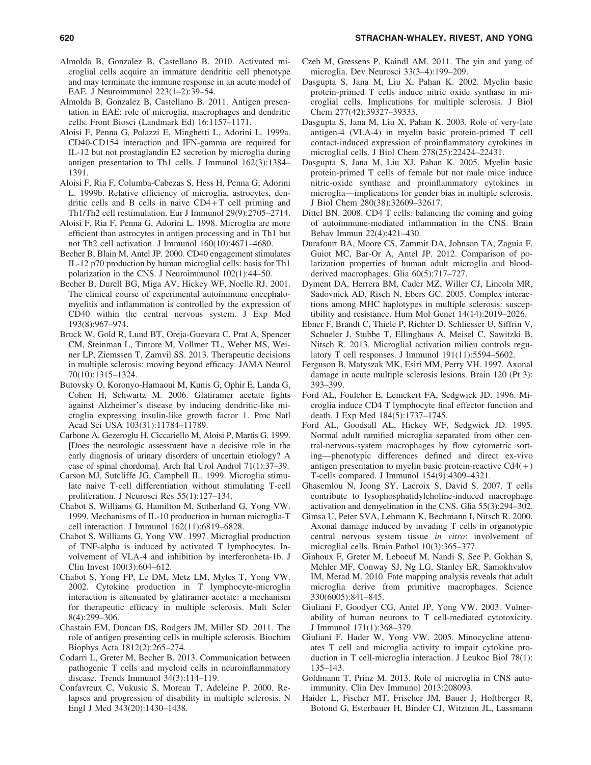Almolda B, Gonzalez B, Castellano B. 2010. Activated microglial cells acquire an immature dendritic cell phenotype and may terminate the immune response in an acute model of EAE. J Neuroimmunol 223(1–2):39–54.

Almolda B, Gonzalez B, Castellano B. 2011. Antigen presentation in EAE: role of microglia, macrophages and dendritic cells. Front Biosci (Landmark Ed) 16:1157–1171.

Aloisi F, Penna G, Polazzi E, Minghetti L, Adorini L. 1999a. CD40-CD154 interaction and IFN-gamma are required for IL-12 but not prostaglandin E2 secretion by microglia during antigen presentation to Th1 cells. J Immunol 162(3):1384–1391.

Aloisi F, Ria F, Columba-Cabezas S, Hess H, Penna G, Adorini L. 1999b. Relative efficiency of microglia, astrocytes, dendritic cells and B cells in naive CD4+T cell priming and Th1/Th2 cell restimulation. Eur J Immunol 29(9):2705–2714.

Aloisi F, Ria F, Penna G, Adorini L. 1998. Microglia are more efficient than astrocytes in antigen processing and in Th1 but not Th2 cell activation. J Immunol 160(10):4671–4680.

Becher B, Blain M, Antel JP. 2000. CD40 engagement stimulates IL-12 p70 production by human microglial cells: basis for Th1 polarization in the CNS. J Neuroimmunol 102(1):44–50.

Becher B, Durell BG, Miga AV, Hickey WF, Noelle RJ. 2001. The clinical course of experimental autoimmune encephalomyelitis and inflammation is controlled by the expression of CD40 within the central nervous system. J Exp Med 193(8):967–974.

Bruck W, Gold R, Lund BT, Oreja-Guevara C, Prat A, Spencer CM, Steinman L, Tintore M, Vollmer TL, Weber MS, Weiner LP, Ziemssen T, Zamvil SS. 2013. Therapeutic decisions in multiple sclerosis: moving beyond efficacy. JAMA Neurol 70(10):1315–1324.

Butovsky O, Koronyo-Hamaoui M, Kunis G, Ophir E, Landa G, Cohen H, Schwartz M. 2006. Glatiramer acetate fights against Alzheimer's disease by inducing dendritic-like microglia expressing insulin-like growth factor 1. Proc Natl Acad Sci USA 103(31):11784–11789.

Carbone A, Gezeroglu H, Ciccariello M, Aloisi P, Martis G. 1999. [Does the neurologic assessment have a decisive role in the early diagnosis of urinary disorders of uncertain etiology? A case of spinal chordoma]. Arch Ital Urol Androl 71(1):37–39.

Carson MJ, Sutcliffe JG, Campbell IL. 1999. Microglia stimulate naive T-cell differentiation without stimulating T-cell proliferation. J Neurosci Res 55(1):127–134.

Chabot S, Williams G, Hamilton M, Sutherland G, Yong VW. 1999. Mechanisms of IL-10 production in human microglia-T cell interaction. J Immunol 162(11):6819–6828.

Chabot S, Williams G, Yong VW. 1997. Microglial production of TNF-alpha is induced by activated T lymphocytes. Involvement of VLA-4 and inhibition by interferonbeta-1b. J Clin Invest 100(3):604–612.

Chabot S, Yong FP, Le DM, Metz LM, Myles T, Yong VW. 2002. Cytokine production in T lymphocyte-microglia interaction is attenuated by glatiramer acetate: a mechanism for therapeutic efficacy in multiple sclerosis. Mult Scler 8(4):299–306.

Chastain EM, Duncan DS, Rodgers JM, Miller SD. 2011. The role of antigen presenting cells in multiple sclerosis. Biochim Biophys Acta 1812(2):265–274.

Codarri L, Greter M, Becher B. 2013. Communication between pathogenic T cells and myeloid cells in neuroinflammatory disease. Trends Immunol 34(3):114–119.

Confavreux C, Vukusic S, Moreau T, Adeleine P. 2000. Relapses and progression of disability in multiple sclerosis. N Engl J Med 343(20):1430–1438.

Czeh M, Gressens P, Kaindl AM. 2011. The yin and yang of microglia. Dev Neurosci 33(3–4):199–209.

Dasgupta S, Jana M, Liu X, Pahan K. 2002. Myelin basic protein-primed T cells induce nitric oxide synthase in microglial cells. Implications for multiple sclerosis. J Biol Chem 277(42):39327–39333.

Dasgupta S, Jana M, Liu X, Pahan K. 2003. Role of very-late antigen-4 (VLA-4) in myelin basic protein-primed T cell contact-induced expression of proinflammatory cytokines in microglial cells. J Biol Chem 278(25):22424–22431.

Dasgupta S, Jana M, Liu XJ, Pahan K. 2005. Myelin basic protein-primed T cells of female but not male mice induce nitric-oxide synthase and proinflammatory cytokines in microglia—implications for gender bias in multiple sclerosis. J Biol Chem 280(38):32609–32617.

Dittel BN. 2008. CD4 T cells: balancing the coming and going of autoimmune-mediated inflammation in the CNS. Brain Behav Immun 22(4):421–430.

Durafourt BA, Moore CS, Zammit DA, Johnson TA, Zaguia F, Guiot MC, Bar-Or A, Antel JP. 2012. Comparison of polarization properties of human adult microglia and blood-derived macrophages. Glia 60(5):717–727.

Dyment DA, Herrera BM, Cader MZ, Willer CJ, Lincoln MR, Sadovnick AD, Risch N, Ebers GC. 2005. Complex interactions among MHC haplotypes in multiple sclerosis: susceptibility and resistance. Hum Mol Genet 14(14):2019–2026.

Ebner F, Brandt C, Thiele P, Richter D, Schliesser U, Siffrin V, Schueler J, Stubbe T, Ellinghaus A, Meisel C, Sawitzki B, Nitsch R. 2013. Microglial activation milieu controls regulatory T cell responses. J Immunol 191(11):5594–5602.

Ferguson B, Matyszak MK, Esiri MM, Perry VH. 1997. Axonal damage in acute multiple sclerosis lesions. Brain 120 (Pt 3): 393–399.

Ford AL, Foulcher E, Lemckert FA, Sedgwick JD. 1996. Microglia induce CD4 T lymphocyte final effector function and death. J Exp Med 184(5):1737–1745.

Ford AL, Goodsall AL, Hickey WF, Sedgwick JD. 1995. Normal adult ramified microglia separated from other central-nervous-system macrophages by flow cytometric sorting—phenotypic differences defined and direct ex-vivo antigen presentation to myelin basic protein-reactive Cd4(+) T-cells compared. J Immunol 154(9):4309–4321.

Ghasemlou N, Jeong SY, Lacroix S, David S. 2007. T cells contribute to lysophosphatidylcholine-induced macrophage activation and demyelination in the CNS. Glia 55(3):294–302.

Gimsa U, Peter SVA, Lehmann K, Bechmann I, Nitsch R. 2000. Axonal damage induced by invading T cells in organotypic central nervous system tissue *in vitro*: involvement of microglial cells. Brain Pathol 10(3):365–377.

Ginhoux F, Greter M, Leboeuf M, Nandi S, See P, Gokhan S, Mehler MF, Conway SJ, Ng LG, Stanley ER, Samokhvalov IM, Merad M. 2010. Fate mapping analysis reveals that adult microglia derive from primitive macrophages. Science 330(6005):841–845.

Giuliani F, Goodyer CG, Antel JP, Yong VW. 2003. Vulnerability of human neurons to T cell-mediated cytotoxicity. J Immunol 171(1):368–379.

Giuliani F, Hader W, Yong VW. 2005. Minocycline attenuates T cell and microglia activity to impair cytokine production in T cell-microglia interaction. J Leukoc Biol 78(1): 135–143.

Goldmann T, Prinz M. 2013. Role of microglia in CNS autoimmunity. Clin Dev Immunol 2013:208093.

Haider L, Fischer MT, Frischer JM, Bauer J, Hoftberger R, Botond G, Esterbauer H, Binder CJ, Witztum JL, Lassmann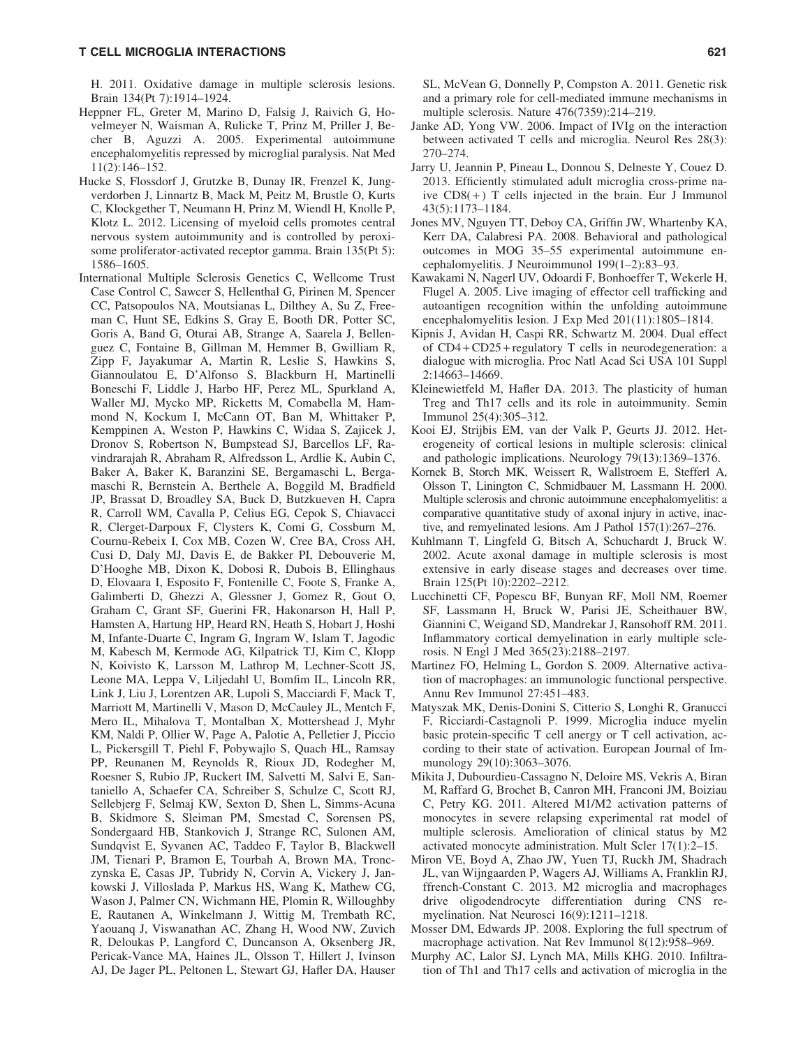H. 2011. Oxidative damage in multiple sclerosis lesions. Brain 134(Pt 7):1914–1924.

Heppner FL, Greter M, Marino D, Falsig J, Raivich G, Hovelmeyer N, Waisman A, Rulicke T, Prinz M, Priller J, Becher B, Aguzzi A. 2005. Experimental autoimmune encephalomyelitis repressed by microglial paralysis. Nat Med 11(2):146–152.

Hucke S, Flossdorf J, Grutzke B, Dunay IR, Frenzel K, Jungverdorben J, Linnartz B, Mack M, Peitz M, Brustle O, Kurts C, Klockgether T, Neumann H, Prinz M, Wiendl H, Knolle P, Klotz L. 2012. Licensing of myeloid cells promotes central nervous system autoimmunity and is controlled by peroxisome proliferator-activated receptor gamma. Brain 135(Pt 5): 1586–1605.

International Multiple Sclerosis Genetics C, Wellcome Trust Case Control C, Sawcer S, Hellenthal G, Pirinen M, Spencer CC, Patsopoulos NA, Moutsianas L, Dilthey A, Su Z, Freeman C, Hunt SE, Edkins S, Gray E, Booth DR, Potter SC, Goris A, Band G, Oturai AB, Strange A, Saarela J, Bellenguez C, Fontaine B, Gillman M, Hemmer B, Gwilliam R, Zipp F, Jayakumar A, Martin R, Leslie S, Hawkins S, Giannoulatou E, D'Alfonso S, Blackburn H, Martinelli Boneschi F, Liddle J, Harbo HF, Perez ML, Spurkland A, Waller MJ, Mycko MP, Ricketts M, Comabella M, Hammond N, Kockum I, McCann OT, Ban M, Whittaker P, Kemppinen A, Weston P, Hawkins C, Widaa S, Zajicek J, Dronov S, Robertson N, Bumpstead SJ, Barcellos LF, Ravindrarajah R, Abraham R, Alfredsson L, Ardlie K, Aubin C, Baker A, Baker K, Baranzini SE, Bergamaschi L, Bergamaschi R, Bernstein A, Berthele A, Boggild M, Bradfield JP, Brassat D, Broadley SA, Buck D, Butzkueven H, Capra R, Carroll WM, Cavalla P, Celius EG, Cepok S, Chiavacci R, Clerget-Darpoux F, Clysters K, Comi G, Cossburn M, Cournu-Rebeix I, Cox MB, Cozen W, Cree BA, Cross AH, Cusi D, Daly MJ, Davis E, de Bakker PI, Debouverie M, D'Hooghe MB, Dixon K, Dobosi R, Dubois B, Ellinghaus D, Elovaara I, Esposito F, Fontenille C, Foote S, Franke A, Galimberti D, Ghezzi A, Glessner J, Gomez R, Gout O, Graham C, Grant SF, Guerini FR, Hakonarson H, Hall P, Hamsten A, Hartung HP, Heard RN, Heath S, Hobart J, Hoshi M, Infante-Duarte C, Ingram G, Ingram W, Islam T, Jagodic M, Kabesch M, Kermode AG, Kilpatrick TJ, Kim C, Klopp N, Koivisto K, Larsson M, Lathrop M, Lechner-Scott JS, Leone MA, Leppa V, Liljedahl U, Bomfim IL, Lincoln RR, Link J, Liu J, Lorentzen AR, Lupoli S, Macciardi F, Mack T, Marriott M, Martinelli V, Mason D, McCauley JL, Mentch F, Mero IL, Mihalova T, Montalban X, Mottershead J, Myhr KM, Naldi P, Ollier W, Page A, Palotie A, Pelletier J, Piccio L, Pickersgill T, Piehl F, Pobywajlo S, Quach HL, Ramsay PP, Reunanen M, Reynolds R, Rioux JD, Rodegher M, Roesner S, Rubio JP, Ruckert IM, Salvetti M, Salvi E, Santaniello A, Schaefer CA, Schreiber S, Schulze C, Scott RJ, Sellebjerg F, Selmaj KW, Sexton D, Shen L, Simms-Acuna B, Skidmore S, Sleiman PM, Smestad C, Sorensen PS, Sondergaard HB, Stankovich J, Strange RC, Sulonen AM, Sundqvist E, Syvanen AC, Taddeo F, Taylor B, Blackwell JM, Tienari P, Bramon E, Tourbah A, Brown MA, Tronczynska E, Casas JP, Tubridy N, Corvin A, Vickery J, Jankowski J, Villoslada P, Markus HS, Wang K, Mathew CG, Wason J, Palmer CN, Wichmann HE, Plomin R, Willoughby E, Rautanen A, Winkelmann J, Wittig M, Trembath RC, Yaouanq J, Viswanathan AC, Zhang H, Wood NW, Zuvich R, Deloukas P, Langford C, Duncanson A, Oksenberg JR, Pericak-Vance MA, Haines JL, Olsson T, Hillert J, Ivinson AJ, De Jager PL, Peltonen L, Stewart GJ, Hafler DA, Hauser SL, McVean G, Donnelly P, Compston A. 2011. Genetic risk and a primary role for cell-mediated immune mechanisms in multiple sclerosis. Nature 476(7359):214–219.

Janke AD, Yong VW. 2006. Impact of IVIg on the interaction between activated T cells and microglia. Neurol Res 28(3): 270–274.

Jarry U, Jeannin P, Pineau L, Donnou S, Delneste Y, Couez D. 2013. Efficiently stimulated adult microglia cross-prime naive CD8(+) T cells injected in the brain. Eur J Immunol 43(5):1173–1184.

Jones MV, Nguyen TT, Deboy CA, Griffin JW, Whartenby KA, Kerr DA, Calabresi PA. 2008. Behavioral and pathological outcomes in MOG 35–55 experimental autoimmune encephalomyelitis. J Neuroimmunol 199(1–2):83–93.

Kawakami N, Nagerl UV, Odoardi F, Bonhoeffer T, Wekerle H, Flugel A. 2005. Live imaging of effector cell trafficking and autoantigen recognition within the unfolding autoimmune encephalomyelitis lesion. J Exp Med 201(11):1805–1814.

Kipnis J, Avidan H, Caspi RR, Schwartz M. 2004. Dual effect of CD4+CD25+regulatory T cells in neurodegeneration: a dialogue with microglia. Proc Natl Acad Sci USA 101 Suppl 2:14663–14669.

Kleinewietfeld M, Hafler DA. 2013. The plasticity of human Treg and Th17 cells and its role in autoimmunity. Semin Immunol 25(4):305–312.

Kooi EJ, Strijbis EM, van der Valk P, Geurts JJ. 2012. Heterogeneity of cortical lesions in multiple sclerosis: clinical and pathologic implications. Neurology 79(13):1369–1376.

Kornek B, Storch MK, Weissert R, Wallstroem E, Stefferl A, Olsson T, Linington C, Schmidbauer M, Lassmann H. 2000. Multiple sclerosis and chronic autoimmune encephalomyelitis: a comparative quantitative study of axonal injury in active, inactive, and remyelinated lesions. Am J Pathol 157(1):267–276.

Kuhlmann T, Lingfeld G, Bitsch A, Schuchardt J, Bruck W. 2002. Acute axonal damage in multiple sclerosis is most extensive in early disease stages and decreases over time. Brain 125(Pt 10):2202–2212.

Lucchinetti CF, Popescu BF, Bunyan RF, Moll NM, Roemer SF, Lassmann H, Bruck W, Parisi JE, Scheithauer BW, Giannini C, Weigand SD, Mandrekar J, Ransohoff RM. 2011. Inflammatory cortical demyelination in early multiple sclerosis. N Engl J Med 365(23):2188–2197.

Martinez FO, Helming L, Gordon S. 2009. Alternative activation of macrophages: an immunologic functional perspective. Annu Rev Immunol 27:451–483.

Matyszak MK, Denis-Donini S, Citterio S, Longhi R, Granucci F, Ricciardi-Castagnoli P. 1999. Microglia induce myelin basic protein-specific T cell anergy or T cell activation, according to their state of activation. European Journal of Immunology 29(10):3063–3076.

Mikita J, Dubourdieu-Cassagno N, Deloire MS, Vekris A, Biran M, Raffard G, Brochet B, Canron MH, Franconi JM, Boiziau C, Petry KG. 2011. Altered M1/M2 activation patterns of monocytes in severe relapsing experimental rat model of multiple sclerosis. Amelioration of clinical status by M2 activated monocyte administration. Mult Scler 17(1):2–15.

Miron VE, Boyd A, Zhao JW, Yuen TJ, Ruckh JM, Shadrach JL, van Wijngaarden P, Wagers AJ, Williams A, Franklin RJ, ffrench-Constant C. 2013. M2 microglia and macrophages drive oligodendrocyte differentiation during CNS remyelination. Nat Neurosci 16(9):1211–1218.

Mosser DM, Edwards JP. 2008. Exploring the full spectrum of macrophage activation. Nat Rev Immunol 8(12):958–969.

Murphy AC, Lalor SJ, Lynch MA, Mills KHG. 2010. Infiltration of Th1 and Th17 cells and activation of microglia in the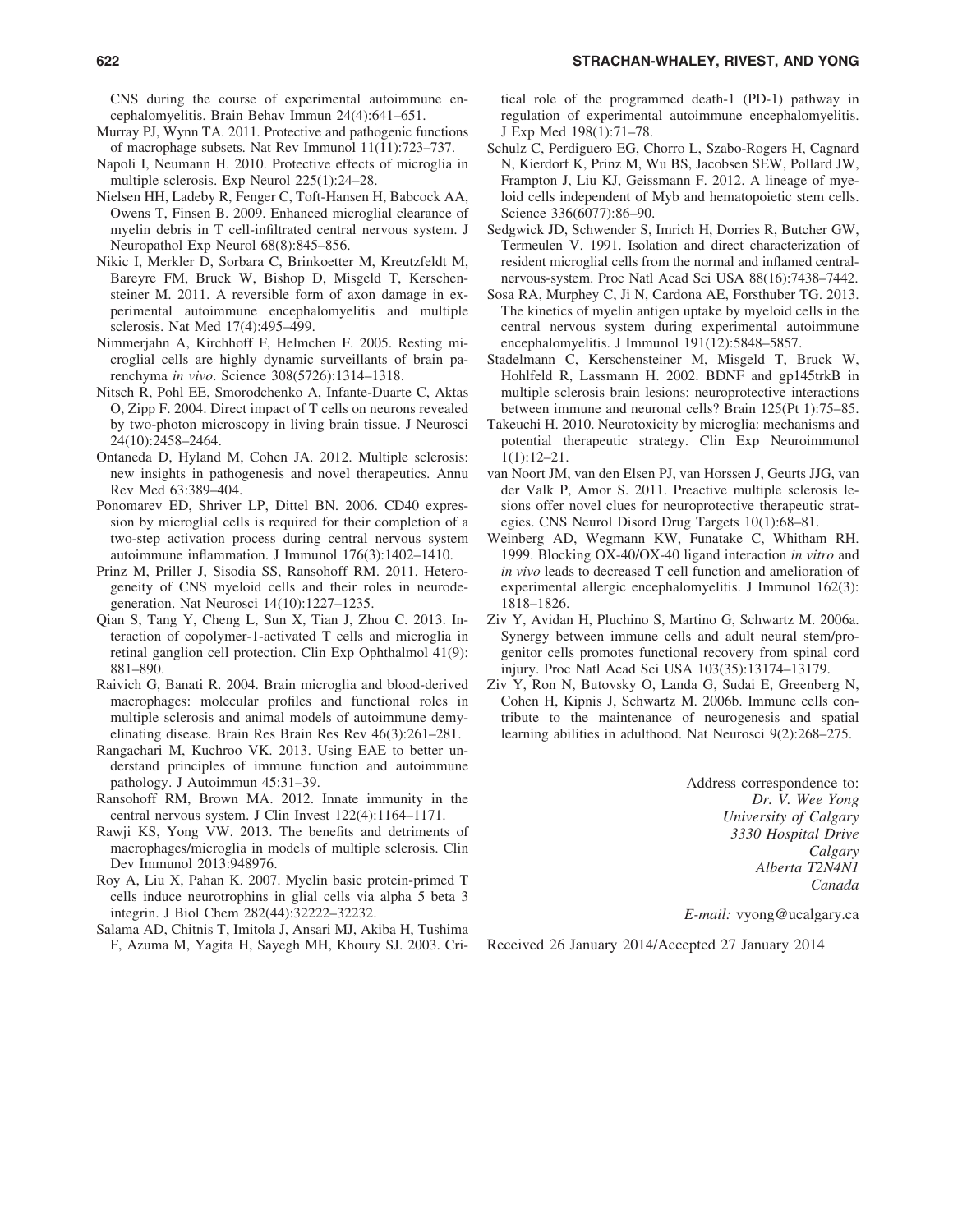CNS during the course of experimental autoimmune encephalomyelitis. Brain Behav Immun 24(4):641–651.

Murray PJ, Wynn TA. 2011. Protective and pathogenic functions of macrophage subsets. Nat Rev Immunol 11(11):723–737.

Napoli I, Neumann H. 2010. Protective effects of microglia in multiple sclerosis. Exp Neurol 225(1):24–28.

Nielsen HH, Ladeby R, Fenger C, Toft-Hansen H, Babcock AA, Owens T, Finsen B. 2009. Enhanced microglial clearance of myelin debris in T cell-infiltrated central nervous system. J Neuropathol Exp Neurol 68(8):845–856.

Nikic I, Merkler D, Sorbara C, Brinkoetter M, Kreutzfeldt M, Bareyre FM, Bruck W, Bishop D, Misgeld T, Kerschensteiner M. 2011. A reversible form of axon damage in experimental autoimmune encephalomyelitis and multiple sclerosis. Nat Med 17(4):495–499.

Nimmerjahn A, Kirchhoff F, Helmchen F. 2005. Resting microglial cells are highly dynamic surveillants of brain parenchyma *in vivo*. Science 308(5726):1314–1318.

Nitsch R, Pohl EE, Smorodchenko A, Infante-Duarte C, Aktas O, Zipp F. 2004. Direct impact of T cells on neurons revealed by two-photon microscopy in living brain tissue. J Neurosci 24(10):2458–2464.

Ontaneda D, Hyland M, Cohen JA. 2012. Multiple sclerosis: new insights in pathogenesis and novel therapeutics. Annu Rev Med 63:389–404.

Ponomarev ED, Shriver LP, Dittel BN. 2006. CD40 expression by microglial cells is required for their completion of a two-step activation process during central nervous system autoimmune inflammation. J Immunol 176(3):1402–1410.

Prinz M, Priller J, Sisodia SS, Ransohoff RM. 2011. Heterogeneity of CNS myeloid cells and their roles in neurodegeneration. Nat Neurosci 14(10):1227–1235.

Qian S, Tang Y, Cheng L, Sun X, Tian J, Zhou C. 2013. Interaction of copolymer-1-activated T cells and microglia in retinal ganglion cell protection. Clin Exp Ophthalmol 41(9): 881–890.

Raivich G, Banati R. 2004. Brain microglia and blood-derived macrophages: molecular profiles and functional roles in multiple sclerosis and animal models of autoimmune demyelinating disease. Brain Res Brain Res Rev 46(3):261–281.

Rangachari M, Kuchroo VK. 2013. Using EAE to better understand principles of immune function and autoimmune pathology. J Autoimmun 45:31–39.

Ransohoff RM, Brown MA. 2012. Innate immunity in the central nervous system. J Clin Invest 122(4):1164–1171.

Rawji KS, Yong VW. 2013. The benefits and detriments of macrophages/microglia in models of multiple sclerosis. Clin Dev Immunol 2013:948976.

Roy A, Liu X, Pahan K. 2007. Myelin basic protein-primed T cells induce neurotrophins in glial cells via alpha 5 beta 3 integrin. J Biol Chem 282(44):32222–32232.

Salama AD, Chitnis T, Imitola J, Ansari MJ, Akiba H, Tushima F, Azuma M, Yagita H, Sayegh MH, Khoury SJ. 2003. Critical role of the programmed death-1 (PD-1) pathway in regulation of experimental autoimmune encephalomyelitis. J Exp Med 198(1):71–78.

Schulz C, Perdiguero EG, Chorro L, Szabo-Rogers H, Cagnard N, Kierdorf K, Prinz M, Wu BS, Jacobsen SEW, Pollard JW, Frampton J, Liu KJ, Geissmann F. 2012. A lineage of myeloid cells independent of Myb and hematopoietic stem cells. Science 336(6077):86–90.

Sedgwick JD, Schwender S, Imrich H, Dorries R, Butcher GW, Termeulen V. 1991. Isolation and direct characterization of resident microglial cells from the normal and inflamed central-nervous-system. Proc Natl Acad Sci USA 88(16):7438–7442.

Sosa RA, Murphey C, Ji N, Cardona AE, Forsthuber TG. 2013. The kinetics of myelin antigen uptake by myeloid cells in the central nervous system during experimental autoimmune encephalomyelitis. J Immunol 191(12):5848–5857.

Stadelmann C, Kerschensteiner M, Misgeld T, Bruck W, Hohlfeld R, Lassmann H. 2002. BDNF and gp145trkB in multiple sclerosis brain lesions: neuroprotective interactions between immune and neuronal cells? Brain 125(Pt 1):75–85.

Takeuchi H. 2010. Neurotoxicity by microglia: mechanisms and potential therapeutic strategy. Clin Exp Neuroimmunol 1(1):12–21.

van Noort JM, van den Elsen PJ, van Horssen J, Geurts JJG, van der Valk P, Amor S. 2011. Preactive multiple sclerosis lesions offer novel clues for neuroprotective therapeutic strategies. CNS Neurol Disord Drug Targets 10(1):68–81.

Weinberg AD, Wegmann KW, Funatake C, Whitham RH. 1999. Blocking OX-40/OX-40 ligand interaction *in vitro* and *in vivo* leads to decreased T cell function and amelioration of experimental allergic encephalomyelitis. J Immunol 162(3): 1818–1826.

Ziv Y, Avidan H, Pluchino S, Martino G, Schwartz M. 2006a. Synergy between immune cells and adult neural stem/progenitor cells promotes functional recovery from spinal cord injury. Proc Natl Acad Sci USA 103(35):13174–13179.

Ziv Y, Ron N, Butovsky O, Landa G, Sudai E, Greenberg N, Cohen H, Kipnis J, Schwartz M. 2006b. Immune cells contribute to the maintenance of neurogenesis and spatial learning abilities in adulthood. Nat Neurosci 9(2):268–275.

Address correspondence to:
*Dr. V. Wee Yong*
*University of Calgary*
*3330 Hospital Drive*
*Calgary*
*Alberta T2N4N1*
*Canada*

*E-mail:* vyong@ucalgary.ca

Received 26 January 2014/Accepted 27 January 2014